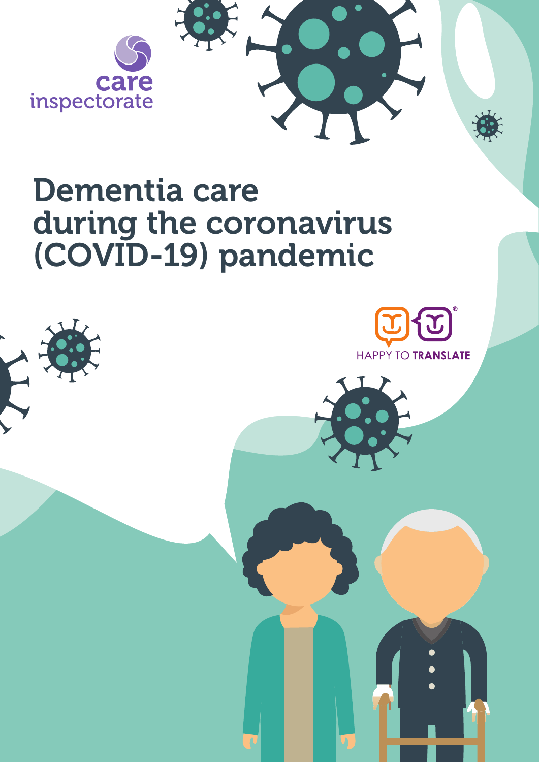care inspectorate

# Dementia care during the coronavirus (COVID-19) pandemic

HAPPY TO **TRANSLATE**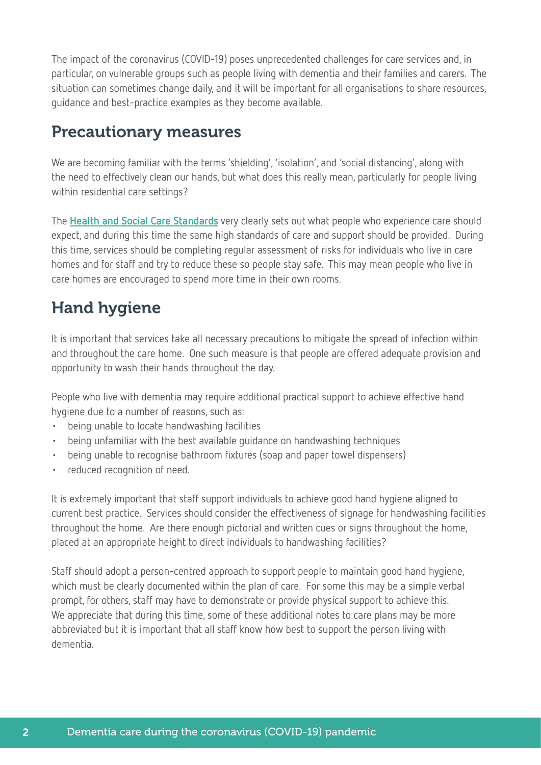The impact of the coronavirus (COVID-19) poses unprecedented challenges for care services and, in particular, on vulnerable groups such as people living with dementia and their families and carers. The situation can sometimes change daily, and it will be important for all organisations to share resources, guidance and best-practice examples as they become available.

## Precautionary measures

We are becoming familiar with the terms 'shielding', 'isolation', and 'social distancing', along with the need to effectively clean our hands, but what does this really mean, particularly for people living within residential care settings?

The Health and Social Care Standards very clearly sets out what people who experience care should expect, and during this time the same high standards of care and support should be provided. During this time, services should be completing regular assessment of risks for individuals who live in care homes and for staff and try to reduce these so people stay safe. This may mean people who live in care homes are encouraged to spend more time in their own rooms.

## Hand hygiene

It is important that services take all necessary precautions to mitigate the spread of infection within and throughout the care home. One such measure is that people are offered adequate provision and opportunity to wash their hands throughout the day.

People who live with dementia may require additional practical support to achieve effective hand hygiene due to a number of reasons, such as:

- being unable to locate handwashing facilities
- being unfamiliar with the best available guidance on handwashing techniques
- being unable to recognise bathroom fixtures (soap and paper towel dispensers)
- reduced recognition of need.

It is extremely important that staff support individuals to achieve good hand hygiene aligned to current best practice. Services should consider the effectiveness of signage for handwashing facilities throughout the home. Are there enough pictorial and written cues or signs throughout the home, placed at an appropriate height to direct individuals to handwashing facilities?

Staff should adopt a person-centred approach to support people to maintain good hand hygiene, which must be clearly documented within the plan of care. For some this may be a simple verbal prompt, for others, staff may have to demonstrate or provide physical support to achieve this. We appreciate that during this time, some of these additional notes to care plans may be more abbreviated but it is important that all staff know how best to support the person living with dementia.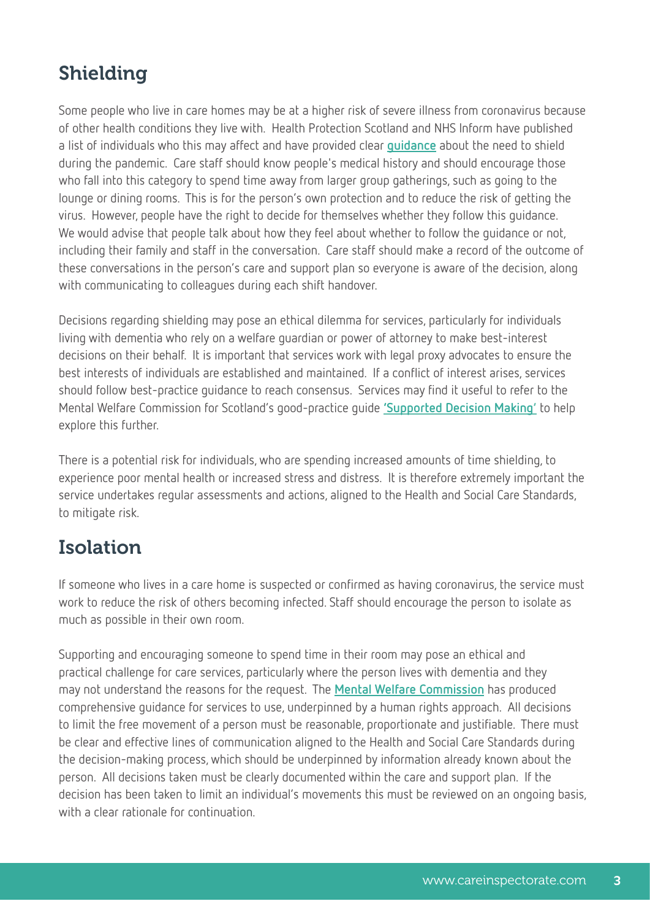## Shielding

Some people who live in care homes may be at a higher risk of severe illness from coronavirus because of other health conditions they live with. Health Protection Scotland and NHS Inform have published a list of individuals who this may affect and have provided clear **guidance** about the need to shield during the pandemic. Care staff should know people's medical history and should encourage those who fall into this category to spend time away from larger group gatherings, such as going to the lounge or dining rooms. This is for the person's own protection and to reduce the risk of getting the virus. However, people have the right to decide for themselves whether they follow this guidance. We would advise that people talk about how they feel about whether to follow the guidance or not, including their family and staff in the conversation. Care staff should make a record of the outcome of these conversations in the person's care and support plan so everyone is aware of the decision, along with communicating to colleagues during each shift handover.

Decisions regarding shielding may pose an ethical dilemma for services, particularly for individuals living with dementia who rely on a welfare guardian or power of attorney to make best-interest decisions on their behalf. It is important that services work with legal proxy advocates to ensure the best interests of individuals are established and maintained. If a conflict of interest arises, services should follow best-practice guidance to reach consensus. Services may find it useful to refer to the Mental Welfare Commission for Scotland's good-practice guide **'Supported Decision Making'** to help explore this further.

There is a potential risk for individuals, who are spending increased amounts of time shielding, to experience poor mental health or increased stress and distress. It is therefore extremely important the service undertakes regular assessments and actions, aligned to the Health and Social Care Standards, to mitigate risk.

## Isolation

If someone who lives in a care home is suspected or confirmed as having coronavirus, the service must work to reduce the risk of others becoming infected. Staff should encourage the person to isolate as much as possible in their own room.

Supporting and encouraging someone to spend time in their room may pose an ethical and practical challenge for care services, particularly where the person lives with dementia and they may not understand the reasons for the request. The **Mental Welfare Commission** has produced comprehensive guidance for services to use, underpinned by a human rights approach. All decisions to limit the free movement of a person must be reasonable, proportionate and justifiable. There must be clear and effective lines of communication aligned to the Health and Social Care Standards during the decision-making process, which should be underpinned by information already known about the person. All decisions taken must be clearly documented within the care and support plan. If the decision has been taken to limit an individual's movements this must be reviewed on an ongoing basis, with a clear rationale for continuation.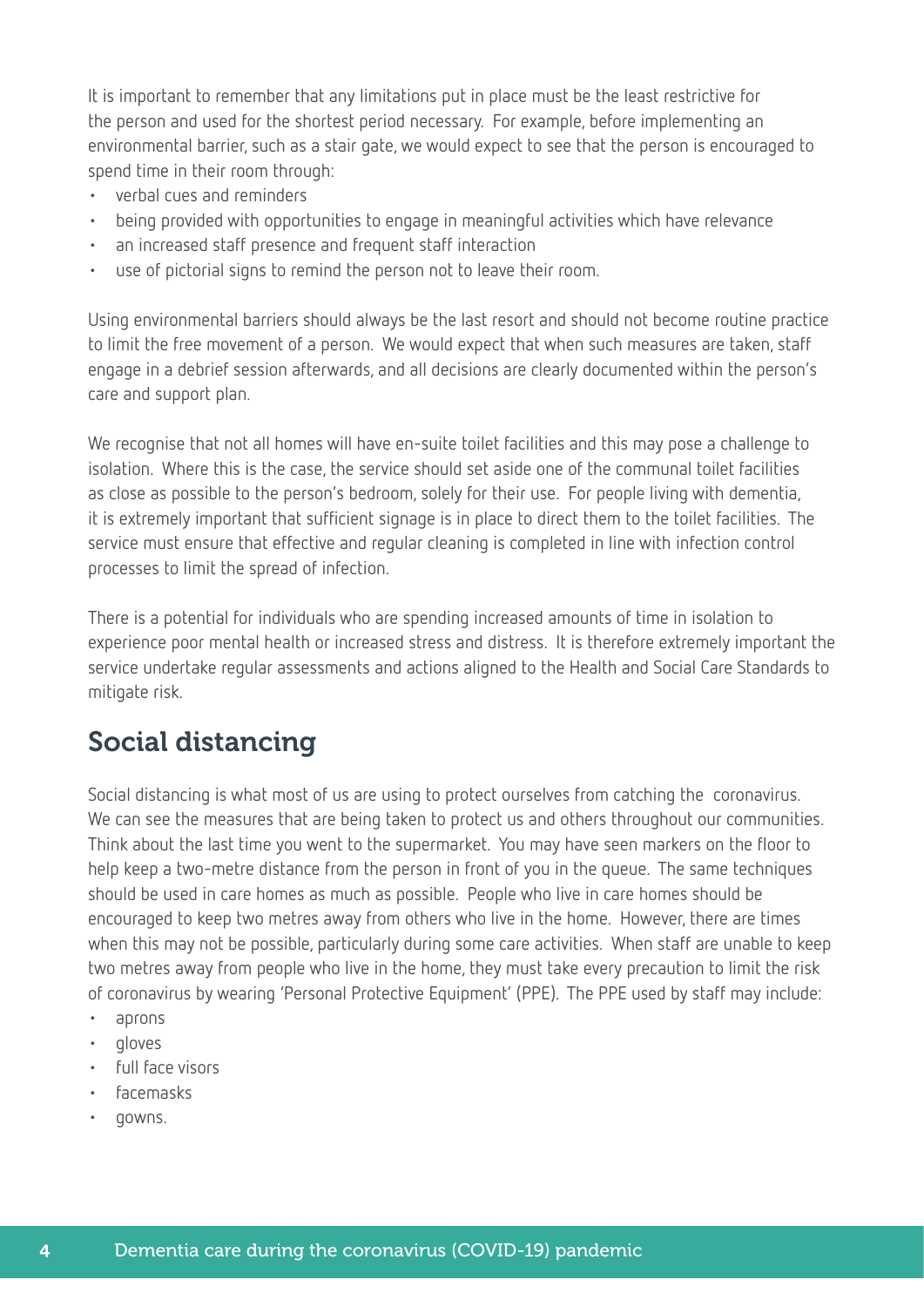It is important to remember that any limitations put in place must be the least restrictive for the person and used for the shortest period necessary. For example, before implementing an environmental barrier, such as a stair gate, we would expect to see that the person is encouraged to spend time in their room through:

- verbal cues and reminders
- being provided with opportunities to engage in meaningful activities which have relevance
- an increased staff presence and frequent staff interaction
- use of pictorial signs to remind the person not to leave their room.

Using environmental barriers should always be the last resort and should not become routine practice to limit the free movement of a person. We would expect that when such measures are taken, staff engage in a debrief session afterwards, and all decisions are clearly documented within the person's care and support plan.

We recognise that not all homes will have en-suite toilet facilities and this may pose a challenge to isolation. Where this is the case, the service should set aside one of the communal toilet facilities as close as possible to the person's bedroom, solely for their use. For people living with dementia, it is extremely important that sufficient signage is in place to direct them to the toilet facilities. The service must ensure that effective and regular cleaning is completed in line with infection control processes to limit the spread of infection.

There is a potential for individuals who are spending increased amounts of time in isolation to experience poor mental health or increased stress and distress. It is therefore extremely important the service undertake regular assessments and actions aligned to the Health and Social Care Standards to mitigate risk.

## Social distancing

Social distancing is what most of us are using to protect ourselves from catching the coronavirus. We can see the measures that are being taken to protect us and others throughout our communities. Think about the last time you went to the supermarket. You may have seen markers on the floor to help keep a two-metre distance from the person in front of you in the queue. The same techniques should be used in care homes as much as possible. People who live in care homes should be encouraged to keep two metres away from others who live in the home. However, there are times when this may not be possible, particularly during some care activities. When staff are unable to keep two metres away from people who live in the home, they must take every precaution to limit the risk of coronavirus by wearing 'Personal Protective Equipment' (PPE). The PPE used by staff may include:

- aprons
- gloves
- full face visors
- facemasks
- gowns.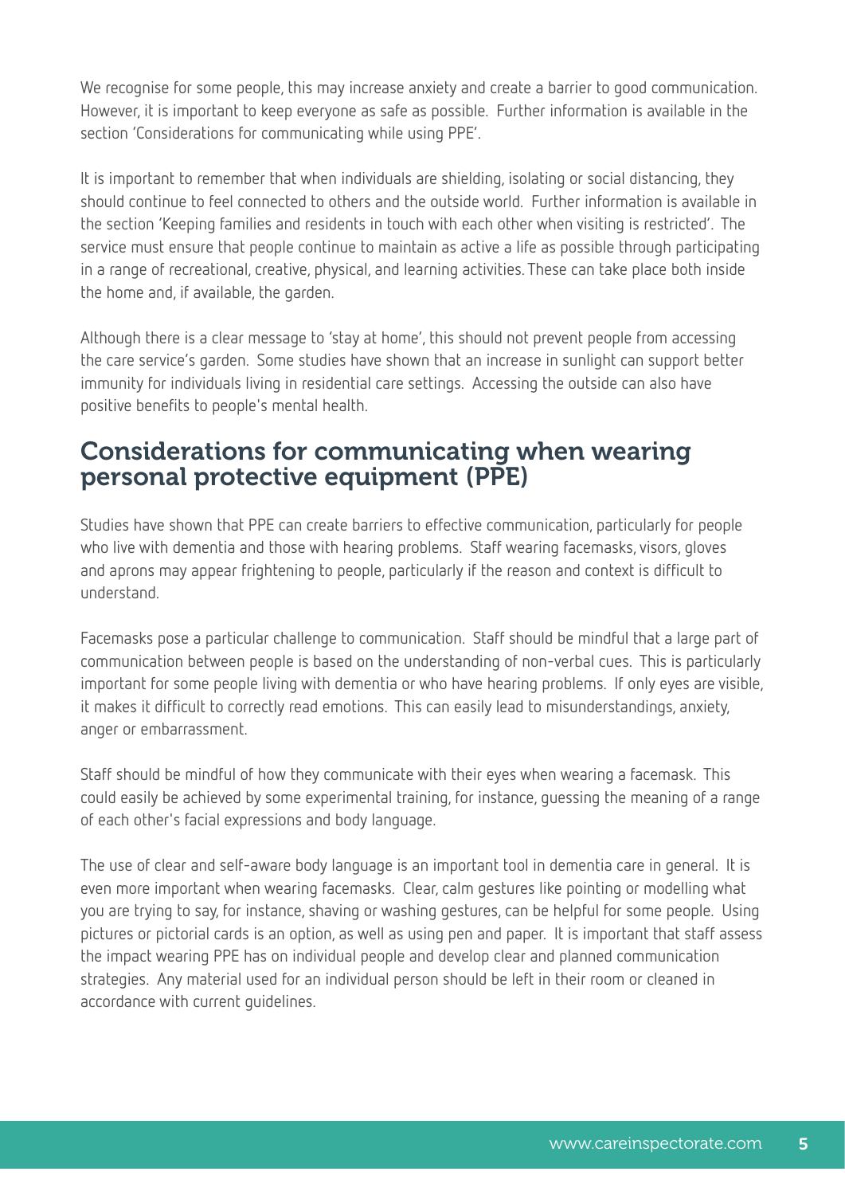We recognise for some people, this may increase anxiety and create a barrier to good communication. However, it is important to keep everyone as safe as possible. Further information is available in the section 'Considerations for communicating while using PPE'.

It is important to remember that when individuals are shielding, isolating or social distancing, they should continue to feel connected to others and the outside world. Further information is available in the section 'Keeping families and residents in touch with each other when visiting is restricted'. The service must ensure that people continue to maintain as active a life as possible through participating in a range of recreational, creative, physical, and learning activities. These can take place both inside the home and, if available, the garden.

Although there is a clear message to 'stay at home', this should not prevent people from accessing the care service's garden. Some studies have shown that an increase in sunlight can support better immunity for individuals living in residential care settings. Accessing the outside can also have positive benefits to people's mental health.

## Considerations for communicating when wearing personal protective equipment (PPE)

Studies have shown that PPE can create barriers to effective communication, particularly for people who live with dementia and those with hearing problems. Staff wearing facemasks, visors, gloves and aprons may appear frightening to people, particularly if the reason and context is difficult to understand.

Facemasks pose a particular challenge to communication. Staff should be mindful that a large part of communication between people is based on the understanding of non-verbal cues. This is particularly important for some people living with dementia or who have hearing problems. If only eyes are visible, it makes it difficult to correctly read emotions. This can easily lead to misunderstandings, anxiety, anger or embarrassment.

Staff should be mindful of how they communicate with their eyes when wearing a facemask. This could easily be achieved by some experimental training, for instance, guessing the meaning of a range of each other's facial expressions and body language.

The use of clear and self-aware body language is an important tool in dementia care in general. It is even more important when wearing facemasks. Clear, calm gestures like pointing or modelling what you are trying to say, for instance, shaving or washing gestures, can be helpful for some people. Using pictures or pictorial cards is an option, as well as using pen and paper. It is important that staff assess the impact wearing PPE has on individual people and develop clear and planned communication strategies. Any material used for an individual person should be left in their room or cleaned in accordance with current guidelines.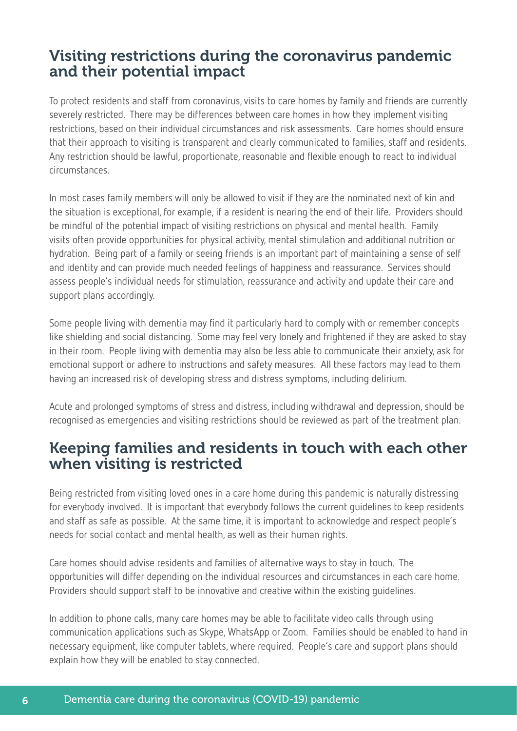## Visiting restrictions during the coronavirus pandemic and their potential impact

To protect residents and staff from coronavirus, visits to care homes by family and friends are currently severely restricted. There may be differences between care homes in how they implement visiting restrictions, based on their individual circumstances and risk assessments. Care homes should ensure that their approach to visiting is transparent and clearly communicated to families, staff and residents. Any restriction should be lawful, proportionate, reasonable and flexible enough to react to individual circumstances.

In most cases family members will only be allowed to visit if they are the nominated next of kin and the situation is exceptional, for example, if a resident is nearing the end of their life. Providers should be mindful of the potential impact of visiting restrictions on physical and mental health. Family visits often provide opportunities for physical activity, mental stimulation and additional nutrition or hydration. Being part of a family or seeing friends is an important part of maintaining a sense of self and identity and can provide much needed feelings of happiness and reassurance. Services should assess people's individual needs for stimulation, reassurance and activity and update their care and support plans accordingly.

Some people living with dementia may find it particularly hard to comply with or remember concepts like shielding and social distancing. Some may feel very lonely and frightened if they are asked to stay in their room. People living with dementia may also be less able to communicate their anxiety, ask for emotional support or adhere to instructions and safety measures. All these factors may lead to them having an increased risk of developing stress and distress symptoms, including delirium.

Acute and prolonged symptoms of stress and distress, including withdrawal and depression, should be recognised as emergencies and visiting restrictions should be reviewed as part of the treatment plan.

## Keeping families and residents in touch with each other when visiting is restricted

Being restricted from visiting loved ones in a care home during this pandemic is naturally distressing for everybody involved. It is important that everybody follows the current guidelines to keep residents and staff as safe as possible. At the same time, it is important to acknowledge and respect people's needs for social contact and mental health, as well as their human rights.

Care homes should advise residents and families of alternative ways to stay in touch. The opportunities will differ depending on the individual resources and circumstances in each care home. Providers should support staff to be innovative and creative within the existing guidelines.

In addition to phone calls, many care homes may be able to facilitate video calls through using communication applications such as Skype, WhatsApp or Zoom. Families should be enabled to hand in necessary equipment, like computer tablets, where required. People's care and support plans should explain how they will be enabled to stay connected.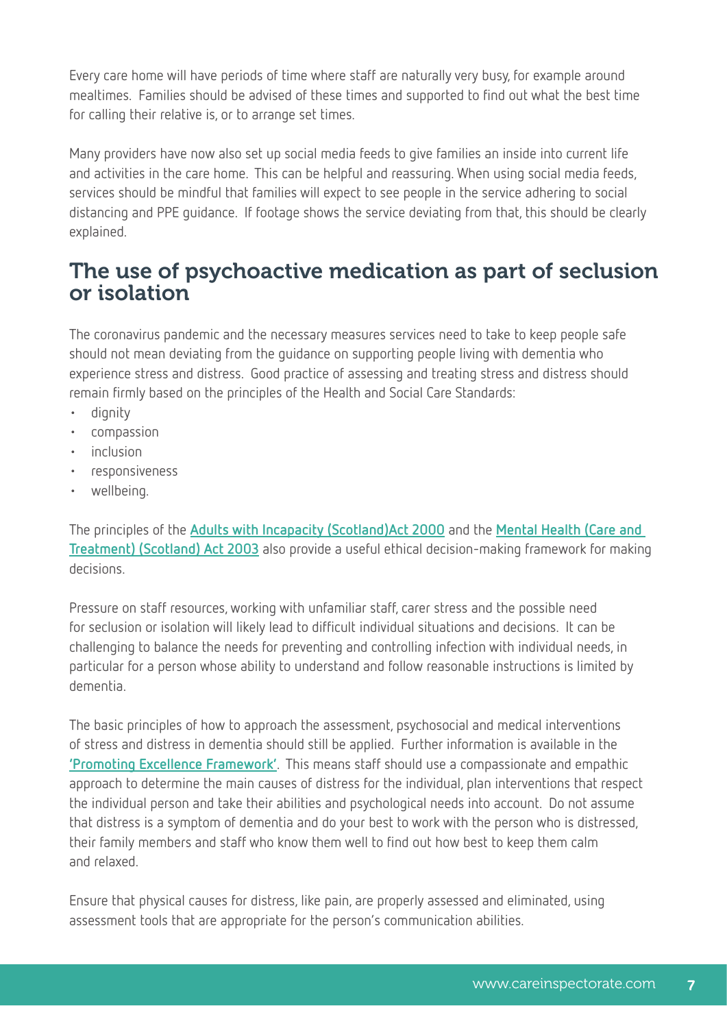Every care home will have periods of time where staff are naturally very busy, for example around mealtimes. Families should be advised of these times and supported to find out what the best time for calling their relative is, or to arrange set times.

Many providers have now also set up social media feeds to give families an inside into current life and activities in the care home. This can be helpful and reassuring. When using social media feeds, services should be mindful that families will expect to see people in the service adhering to social distancing and PPE guidance. If footage shows the service deviating from that, this should be clearly explained.

## The use of psychoactive medication as part of seclusion or isolation

The coronavirus pandemic and the necessary measures services need to take to keep people safe should not mean deviating from the guidance on supporting people living with dementia who experience stress and distress. Good practice of assessing and treating stress and distress should remain firmly based on the principles of the Health and Social Care Standards:

- dignity
- compassion
- inclusion
- responsiveness
- wellbeing.

The principles of the **Adults with Incapacity (Scotland)Act 2000** and the **Mental Health (Care and Treatment) (Scotland) Act 2003** also provide a useful ethical decision-making framework for making decisions.

Pressure on staff resources, working with unfamiliar staff, carer stress and the possible need for seclusion or isolation will likely lead to difficult individual situations and decisions. It can be challenging to balance the needs for preventing and controlling infection with individual needs, in particular for a person whose ability to understand and follow reasonable instructions is limited by dementia.

The basic principles of how to approach the assessment, psychosocial and medical interventions of stress and distress in dementia should still be applied. Further information is available in the **'Promoting Excellence Framework'**. This means staff should use a compassionate and empathic approach to determine the main causes of distress for the individual, plan interventions that respect the individual person and take their abilities and psychological needs into account. Do not assume that distress is a symptom of dementia and do your best to work with the person who is distressed, their family members and staff who know them well to find out how best to keep them calm and relaxed.

Ensure that physical causes for distress, like pain, are properly assessed and eliminated, using assessment tools that are appropriate for the person's communication abilities.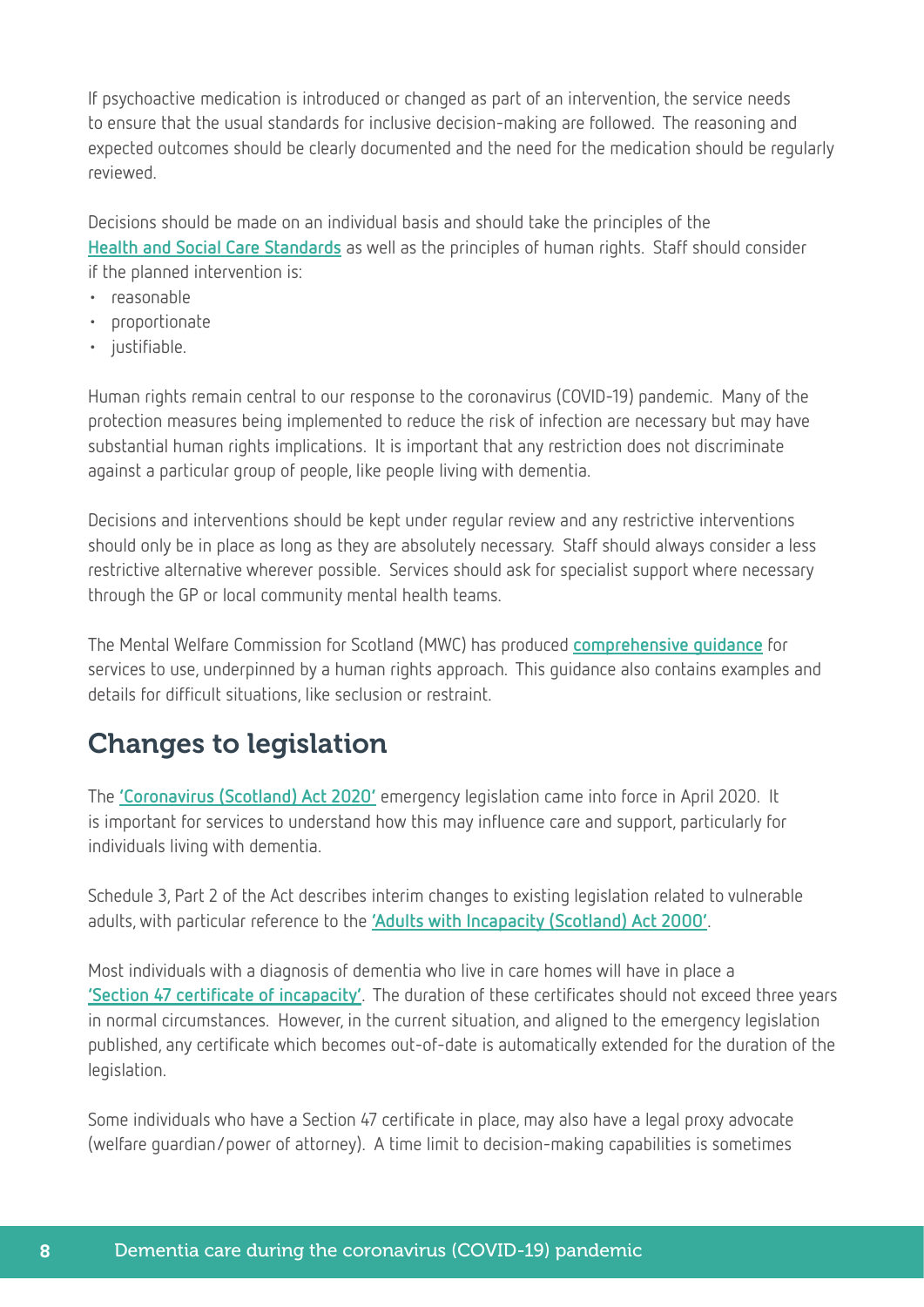If psychoactive medication is introduced or changed as part of an intervention, the service needs to ensure that the usual standards for inclusive decision-making are followed. The reasoning and expected outcomes should be clearly documented and the need for the medication should be regularly reviewed.

Decisions should be made on an individual basis and should take the principles of the **Health and Social Care Standards** as well as the principles of human rights. Staff should consider if the planned intervention is:

- reasonable
- proportionate
- justifiable.

Human rights remain central to our response to the coronavirus (COVID-19) pandemic. Many of the protection measures being implemented to reduce the risk of infection are necessary but may have substantial human rights implications. It is important that any restriction does not discriminate against a particular group of people, like people living with dementia.

Decisions and interventions should be kept under regular review and any restrictive interventions should only be in place as long as they are absolutely necessary. Staff should always consider a less restrictive alternative wherever possible. Services should ask for specialist support where necessary through the GP or local community mental health teams.

The Mental Welfare Commission for Scotland (MWC) has produced **comprehensive guidance** for services to use, underpinned by a human rights approach. This guidance also contains examples and details for difficult situations, like seclusion or restraint.

## Changes to legislation

The **'Coronavirus (Scotland) Act 2020'** emergency legislation came into force in April 2020. It is important for services to understand how this may influence care and support, particularly for individuals living with dementia.

Schedule 3, Part 2 of the Act describes interim changes to existing legislation related to vulnerable adults, with particular reference to the **'Adults with Incapacity (Scotland) Act 2000'**.

Most individuals with a diagnosis of dementia who live in care homes will have in place a **'Section 47 certificate of incapacity'**. The duration of these certificates should not exceed three years in normal circumstances. However, in the current situation, and aligned to the emergency legislation published, any certificate which becomes out-of-date is automatically extended for the duration of the legislation.

Some individuals who have a Section 47 certificate in place, may also have a legal proxy advocate (welfare guardian/power of attorney). A time limit to decision-making capabilities is sometimes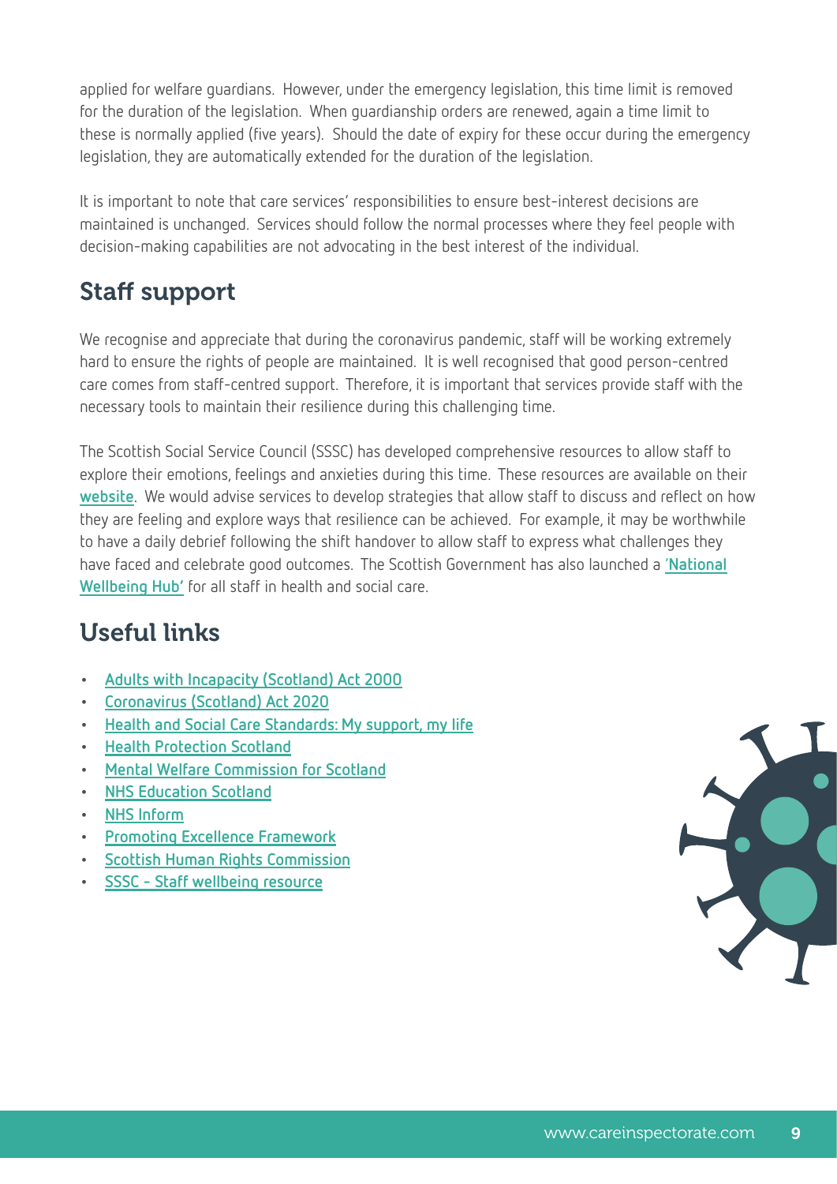applied for welfare guardians. However, under the emergency legislation, this time limit is removed for the duration of the legislation. When guardianship orders are renewed, again a time limit to these is normally applied (five years). Should the date of expiry for these occur during the emergency legislation, they are automatically extended for the duration of the legislation.

It is important to note that care services' responsibilities to ensure best-interest decisions are maintained is unchanged. Services should follow the normal processes where they feel people with decision-making capabilities are not advocating in the best interest of the individual.

## Staff support

We recognise and appreciate that during the coronavirus pandemic, staff will be working extremely hard to ensure the rights of people are maintained. It is well recognised that good person-centred care comes from staff-centred support. Therefore, it is important that services provide staff with the necessary tools to maintain their resilience during this challenging time.

The Scottish Social Service Council (SSSC) has developed comprehensive resources to allow staff to explore their emotions, feelings and anxieties during this time. These resources are available on their website. We would advise services to develop strategies that allow staff to discuss and reflect on how they are feeling and explore ways that resilience can be achieved. For example, it may be worthwhile to have a daily debrief following the shift handover to allow staff to express what challenges they have faced and celebrate good outcomes. The Scottish Government has also launched a 'National Wellbeing Hub' for all staff in health and social care.

## Useful links

- Adults with Incapacity (Scotland) Act 2000
- Coronavirus (Scotland) Act 2020
- Health and Social Care Standards: My support, my life
- Health Protection Scotland
- Mental Welfare Commission for Scotland
- NHS Education Scotland
- NHS Inform
- Promoting Excellence Framework
- Scottish Human Rights Commission
- SSSC - Staff wellbeing resource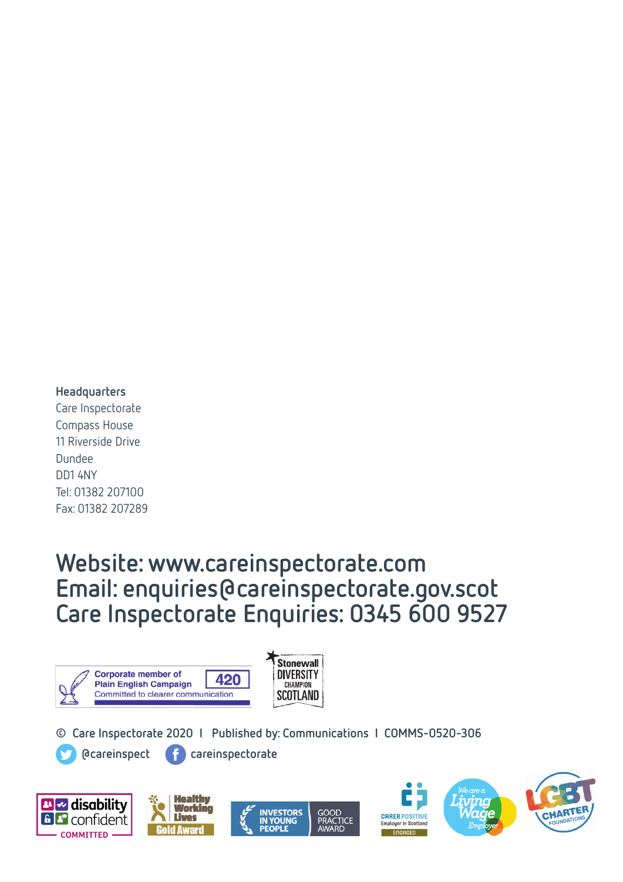**Headquarters**
Care Inspectorate
Compass House
11 Riverside Drive
Dundee
DD1 4NY
Tel: 01382 207100
Fax: 01382 207289

## Website: www.careinspectorate.com
## Email: enquiries@careinspectorate.gov.scot
## Care Inspectorate Enquiries: 0345 600 9527

Corporate member of Plain English Campaign 420
Committed to clearer communication

Stonewall DIVERSITY CHAMPION SCOTLAND

© Care Inspectorate 2020 I Published by: Communications I COMMS-0520-306

@careinspect careinspectorate

disability confident COMMITTED

Healthy Working Lives Gold Award

INVESTORS IN YOUNG PEOPLE GOOD PRACTICE AWARD

CARER POSITIVE Employer in Scotland ENGAGED

We are a Living Wage Employer

LGBT CHARTER FOUNDATIONS